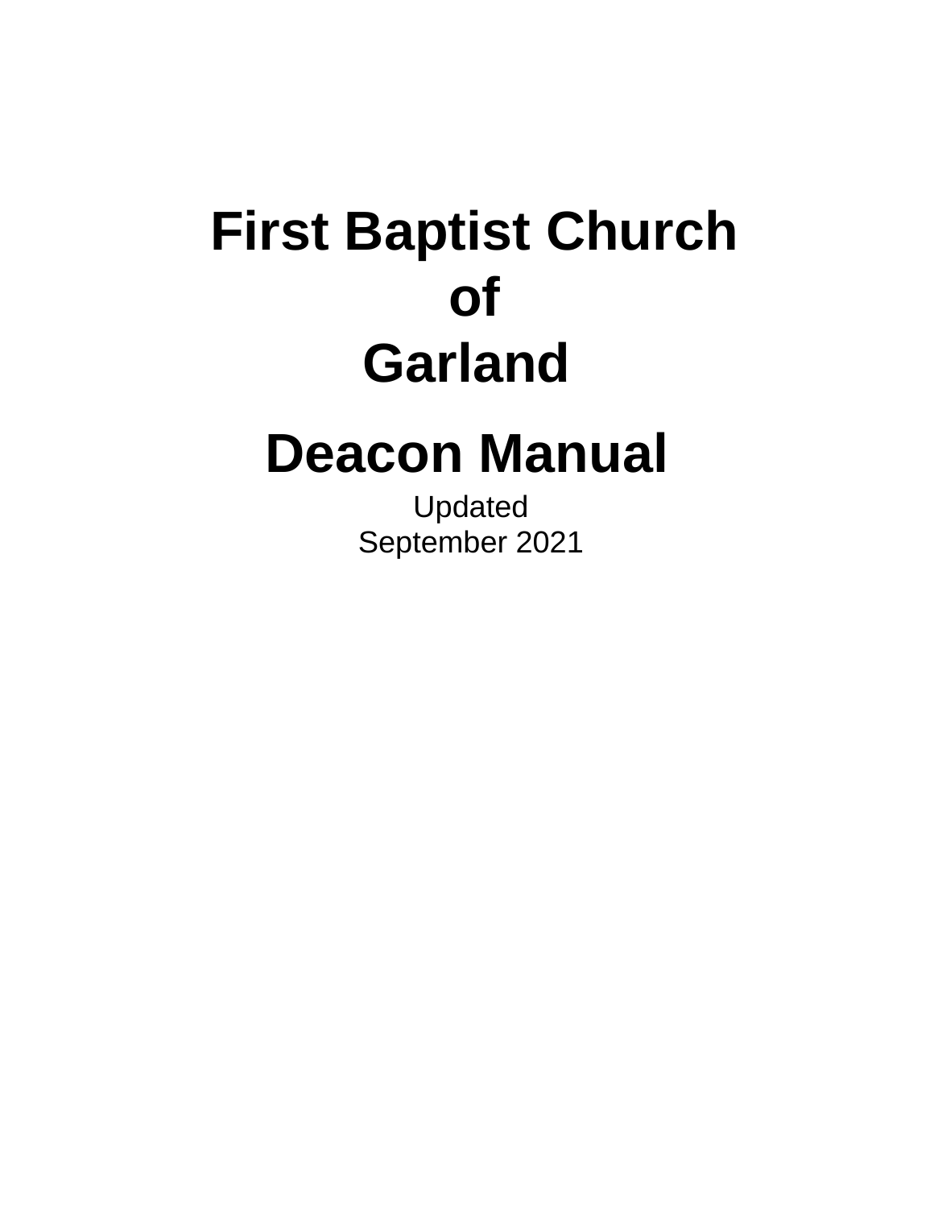# First Baptist Church of Garland

# Deacon Manual

Updated
September 2021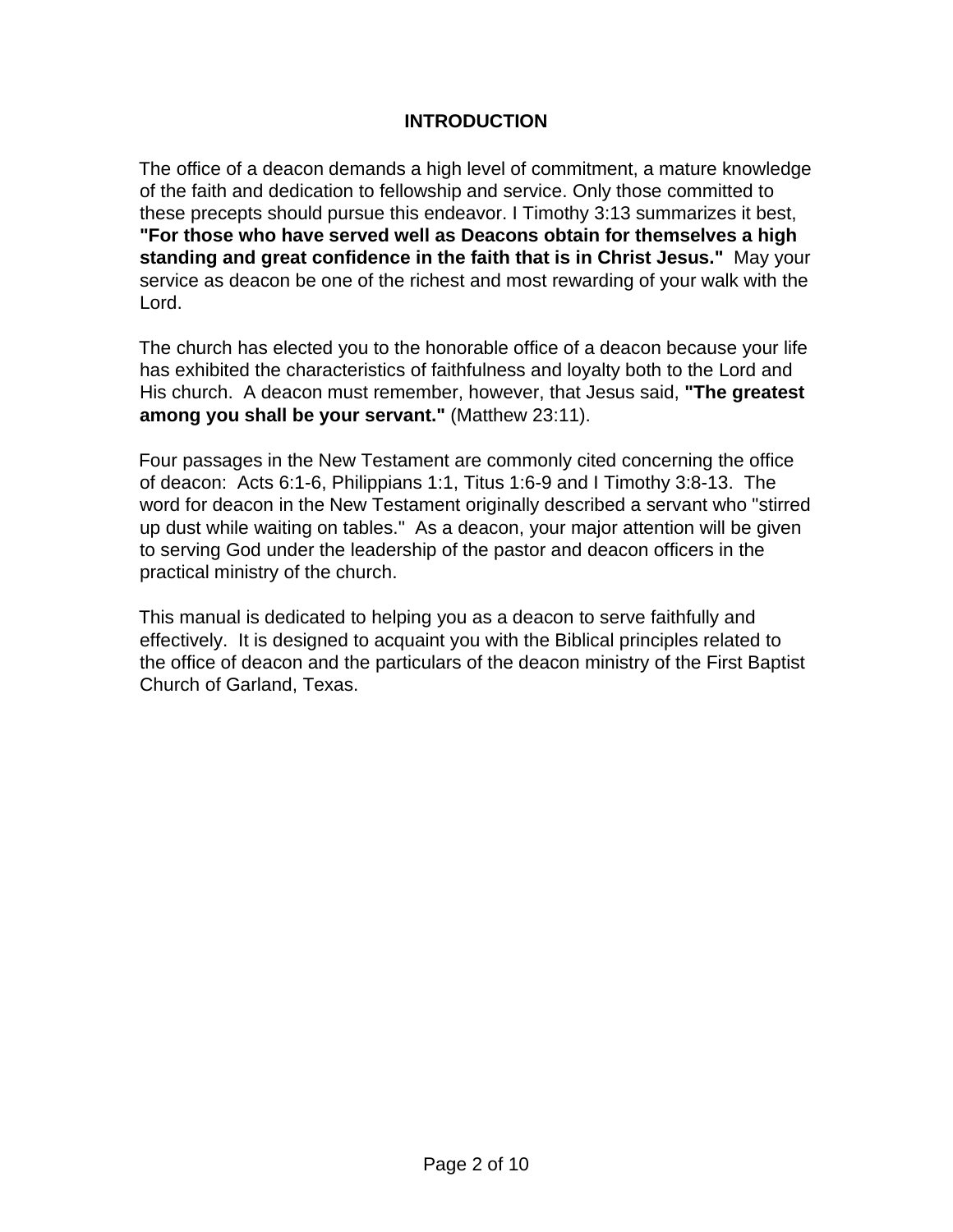# INTRODUCTION

The office of a deacon demands a high level of commitment, a mature knowledge of the faith and dedication to fellowship and service. Only those committed to these precepts should pursue this endeavor. I Timothy 3:13 summarizes it best, **"For those who have served well as Deacons obtain for themselves a high standing and great confidence in the faith that is in Christ Jesus."** May your service as deacon be one of the richest and most rewarding of your walk with the Lord.

The church has elected you to the honorable office of a deacon because your life has exhibited the characteristics of faithfulness and loyalty both to the Lord and His church. A deacon must remember, however, that Jesus said, **"The greatest among you shall be your servant."** (Matthew 23:11).

Four passages in the New Testament are commonly cited concerning the office of deacon: Acts 6:1-6, Philippians 1:1, Titus 1:6-9 and I Timothy 3:8-13. The word for deacon in the New Testament originally described a servant who "stirred up dust while waiting on tables." As a deacon, your major attention will be given to serving God under the leadership of the pastor and deacon officers in the practical ministry of the church.

This manual is dedicated to helping you as a deacon to serve faithfully and effectively. It is designed to acquaint you with the Biblical principles related to the office of deacon and the particulars of the deacon ministry of the First Baptist Church of Garland, Texas.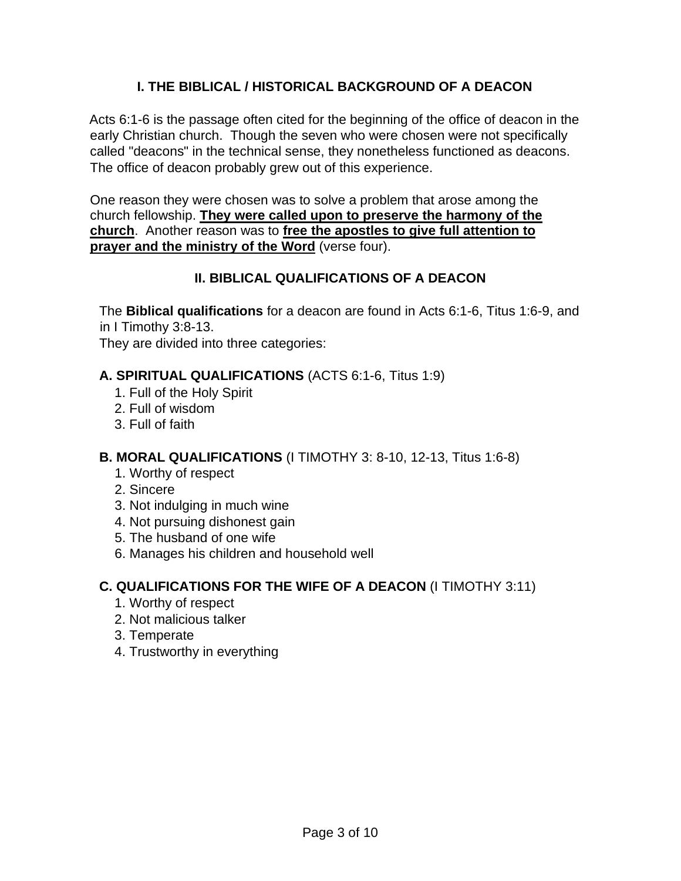## I. THE BIBLICAL / HISTORICAL BACKGROUND OF A DEACON

Acts 6:1-6 is the passage often cited for the beginning of the office of deacon in the early Christian church. Though the seven who were chosen were not specifically called "deacons" in the technical sense, they nonetheless functioned as deacons. The office of deacon probably grew out of this experience.

One reason they were chosen was to solve a problem that arose among the church fellowship. **<u>They were called upon to preserve the harmony of the church</u>**. Another reason was to **<u>free the apostles to give full attention to prayer and the ministry of the Word</u>** (verse four).

## II. BIBLICAL QUALIFICATIONS OF A DEACON

The **Biblical qualifications** for a deacon are found in Acts 6:1-6, Titus 1:6-9, and in I Timothy 3:8-13.
They are divided into three categories:

### A. SPIRITUAL QUALIFICATIONS (ACTS 6:1-6, Titus 1:9)

1. Full of the Holy Spirit
2. Full of wisdom
3. Full of faith

### B. MORAL QUALIFICATIONS (I TIMOTHY 3: 8-10, 12-13, Titus 1:6-8)

1. Worthy of respect
2. Sincere
3. Not indulging in much wine
4. Not pursuing dishonest gain
5. The husband of one wife
6. Manages his children and household well

### C. QUALIFICATIONS FOR THE WIFE OF A DEACON (I TIMOTHY 3:11)

1. Worthy of respect
2. Not malicious talker
3. Temperate
4. Trustworthy in everything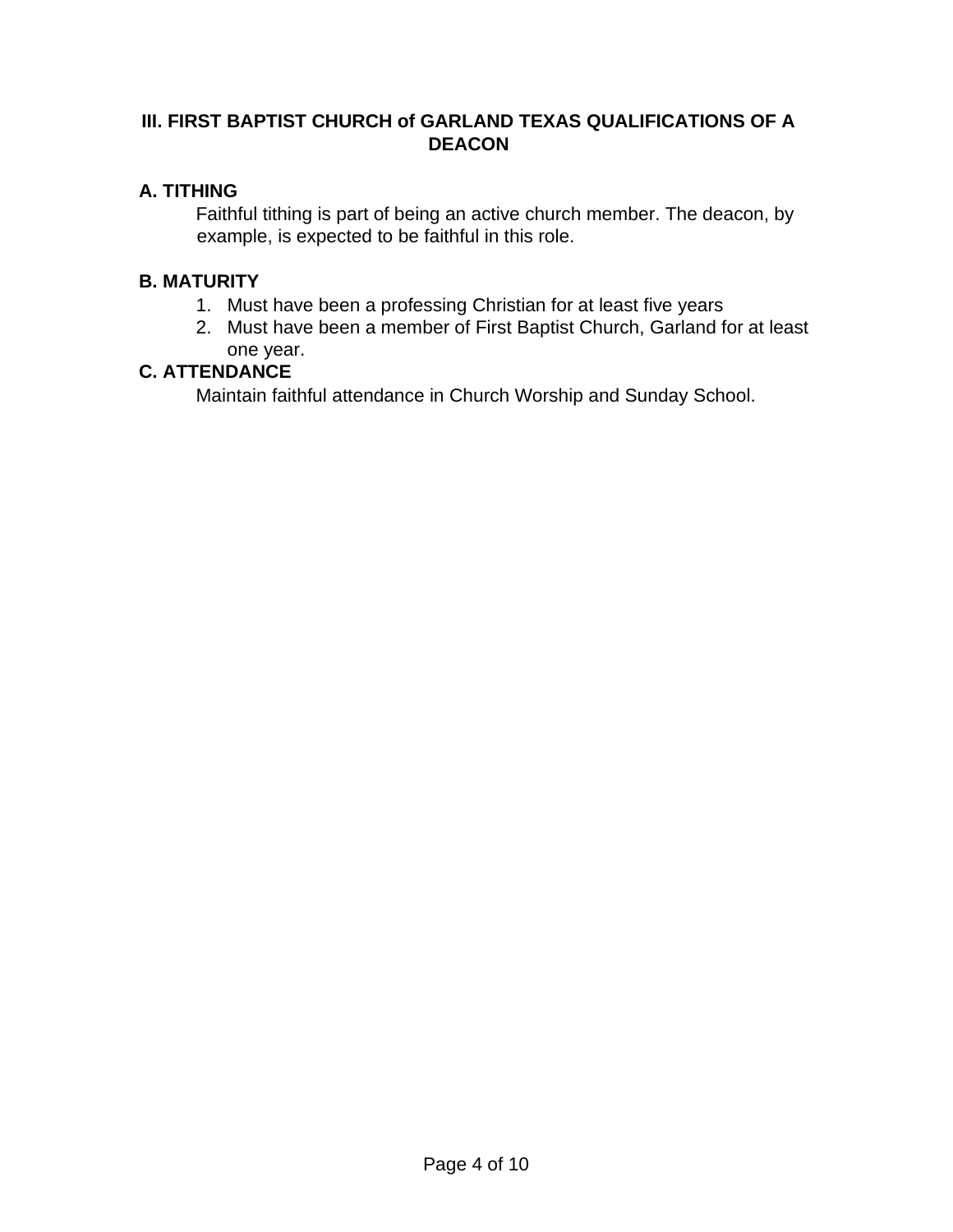## III. FIRST BAPTIST CHURCH of GARLAND TEXAS QUALIFICATIONS OF A DEACON

### A. TITHING

Faithful tithing is part of being an active church member. The deacon, by example, is expected to be faithful in this role.

### B. MATURITY

1. Must have been a professing Christian for at least five years
2. Must have been a member of First Baptist Church, Garland for at least one year.

### C. ATTENDANCE

Maintain faithful attendance in Church Worship and Sunday School.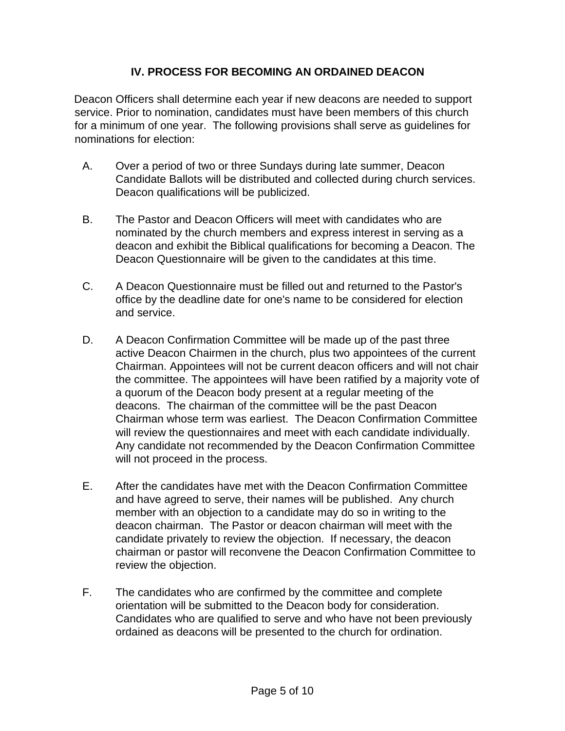## IV. PROCESS FOR BECOMING AN ORDAINED DEACON

Deacon Officers shall determine each year if new deacons are needed to support service. Prior to nomination, candidates must have been members of this church for a minimum of one year. The following provisions shall serve as guidelines for nominations for election:

A. Over a period of two or three Sundays during late summer, Deacon Candidate Ballots will be distributed and collected during church services. Deacon qualifications will be publicized.

B. The Pastor and Deacon Officers will meet with candidates who are nominated by the church members and express interest in serving as a deacon and exhibit the Biblical qualifications for becoming a Deacon. The Deacon Questionnaire will be given to the candidates at this time.

C. A Deacon Questionnaire must be filled out and returned to the Pastor's office by the deadline date for one's name to be considered for election and service.

D. A Deacon Confirmation Committee will be made up of the past three active Deacon Chairmen in the church, plus two appointees of the current Chairman. Appointees will not be current deacon officers and will not chair the committee. The appointees will have been ratified by a majority vote of a quorum of the Deacon body present at a regular meeting of the deacons. The chairman of the committee will be the past Deacon Chairman whose term was earliest. The Deacon Confirmation Committee will review the questionnaires and meet with each candidate individually. Any candidate not recommended by the Deacon Confirmation Committee will not proceed in the process.

E. After the candidates have met with the Deacon Confirmation Committee and have agreed to serve, their names will be published. Any church member with an objection to a candidate may do so in writing to the deacon chairman. The Pastor or deacon chairman will meet with the candidate privately to review the objection. If necessary, the deacon chairman or pastor will reconvene the Deacon Confirmation Committee to review the objection.

F. The candidates who are confirmed by the committee and complete orientation will be submitted to the Deacon body for consideration. Candidates who are qualified to serve and who have not been previously ordained as deacons will be presented to the church for ordination.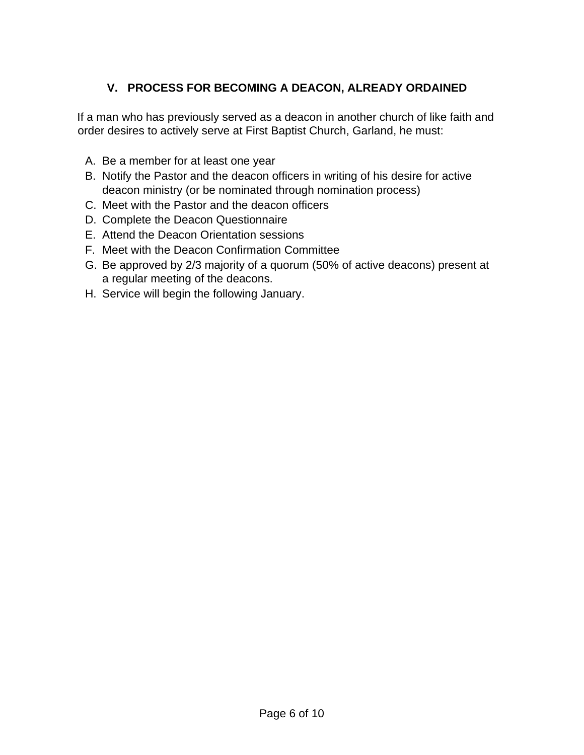## V. PROCESS FOR BECOMING A DEACON, ALREADY ORDAINED

If a man who has previously served as a deacon in another church of like faith and order desires to actively serve at First Baptist Church, Garland, he must:

A. Be a member for at least one year
B. Notify the Pastor and the deacon officers in writing of his desire for active deacon ministry (or be nominated through nomination process)
C. Meet with the Pastor and the deacon officers
D. Complete the Deacon Questionnaire
E. Attend the Deacon Orientation sessions
F. Meet with the Deacon Confirmation Committee
G. Be approved by 2/3 majority of a quorum (50% of active deacons) present at a regular meeting of the deacons.
H. Service will begin the following January.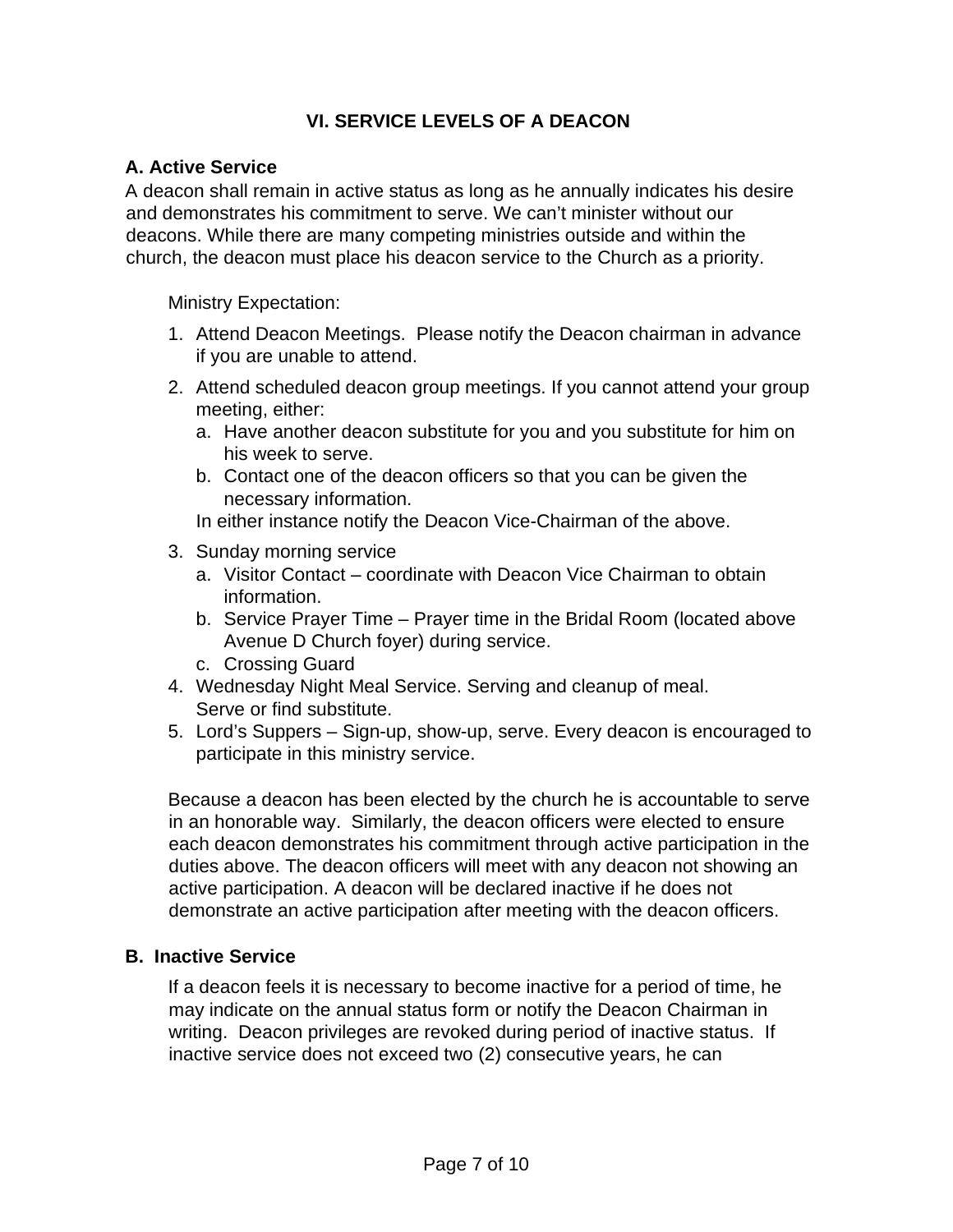## VI. SERVICE LEVELS OF A DEACON

### A. Active Service

A deacon shall remain in active status as long as he annually indicates his desire and demonstrates his commitment to serve. We can't minister without our deacons. While there are many competing ministries outside and within the church, the deacon must place his deacon service to the Church as a priority.

Ministry Expectation:

1. Attend Deacon Meetings. Please notify the Deacon chairman in advance if you are unable to attend.
2. Attend scheduled deacon group meetings. If you cannot attend your group meeting, either:
   a. Have another deacon substitute for you and you substitute for him on his week to serve.
   b. Contact one of the deacon officers so that you can be given the necessary information.

   In either instance notify the Deacon Vice-Chairman of the above.
3. Sunday morning service
   a. Visitor Contact – coordinate with Deacon Vice Chairman to obtain information.
   b. Service Prayer Time – Prayer time in the Bridal Room (located above Avenue D Church foyer) during service.
   c. Crossing Guard
4. Wednesday Night Meal Service. Serving and cleanup of meal. Serve or find substitute.
5. Lord's Suppers – Sign-up, show-up, serve. Every deacon is encouraged to participate in this ministry service.

Because a deacon has been elected by the church he is accountable to serve in an honorable way. Similarly, the deacon officers were elected to ensure each deacon demonstrates his commitment through active participation in the duties above. The deacon officers will meet with any deacon not showing an active participation. A deacon will be declared inactive if he does not demonstrate an active participation after meeting with the deacon officers.

### B. Inactive Service

If a deacon feels it is necessary to become inactive for a period of time, he may indicate on the annual status form or notify the Deacon Chairman in writing. Deacon privileges are revoked during period of inactive status. If inactive service does not exceed two (2) consecutive years, he can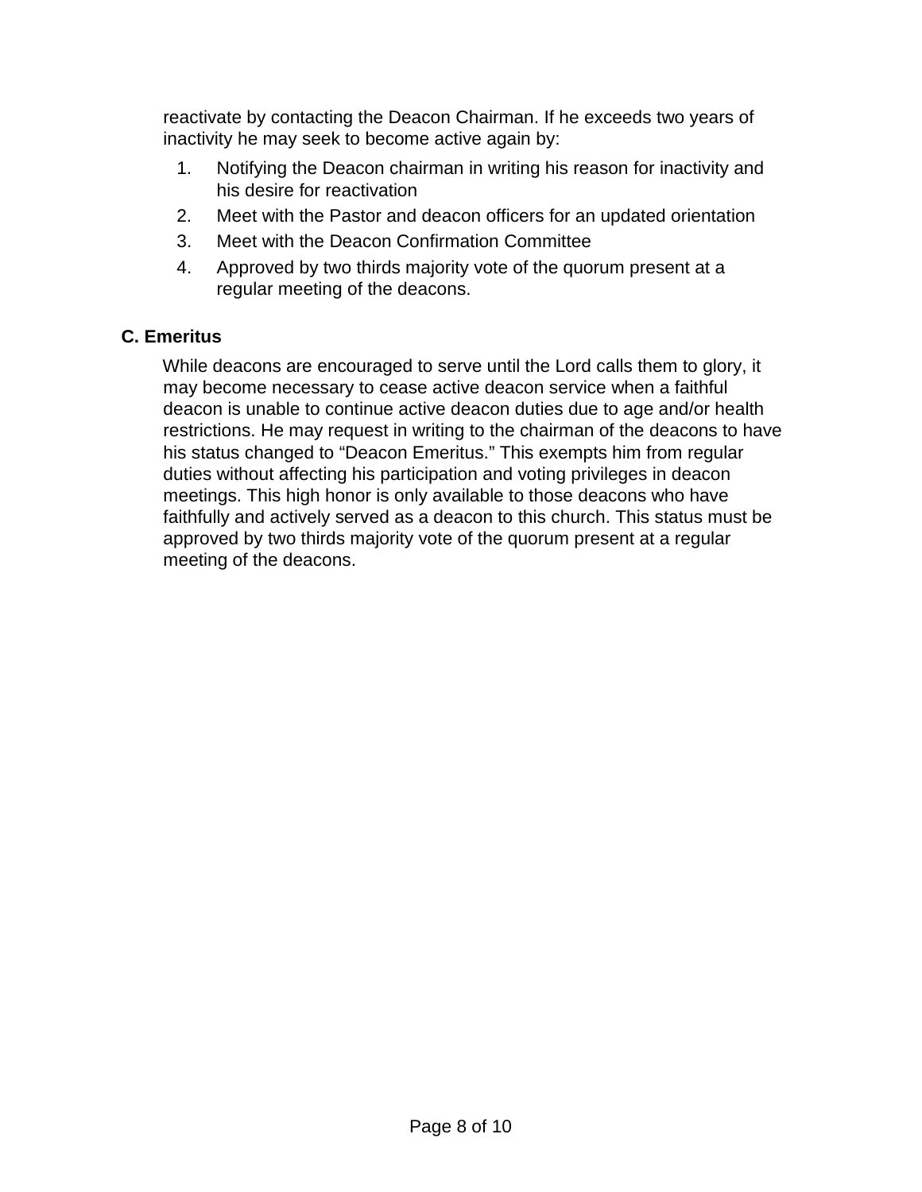reactivate by contacting the Deacon Chairman. If he exceeds two years of inactivity he may seek to become active again by:

1. Notifying the Deacon chairman in writing his reason for inactivity and his desire for reactivation
2. Meet with the Pastor and deacon officers for an updated orientation
3. Meet with the Deacon Confirmation Committee
4. Approved by two thirds majority vote of the quorum present at a regular meeting of the deacons.

**C. Emeritus**

While deacons are encouraged to serve until the Lord calls them to glory, it may become necessary to cease active deacon service when a faithful deacon is unable to continue active deacon duties due to age and/or health restrictions. He may request in writing to the chairman of the deacons to have his status changed to “Deacon Emeritus.” This exempts him from regular duties without affecting his participation and voting privileges in deacon meetings. This high honor is only available to those deacons who have faithfully and actively served as a deacon to this church. This status must be approved by two thirds majority vote of the quorum present at a regular meeting of the deacons.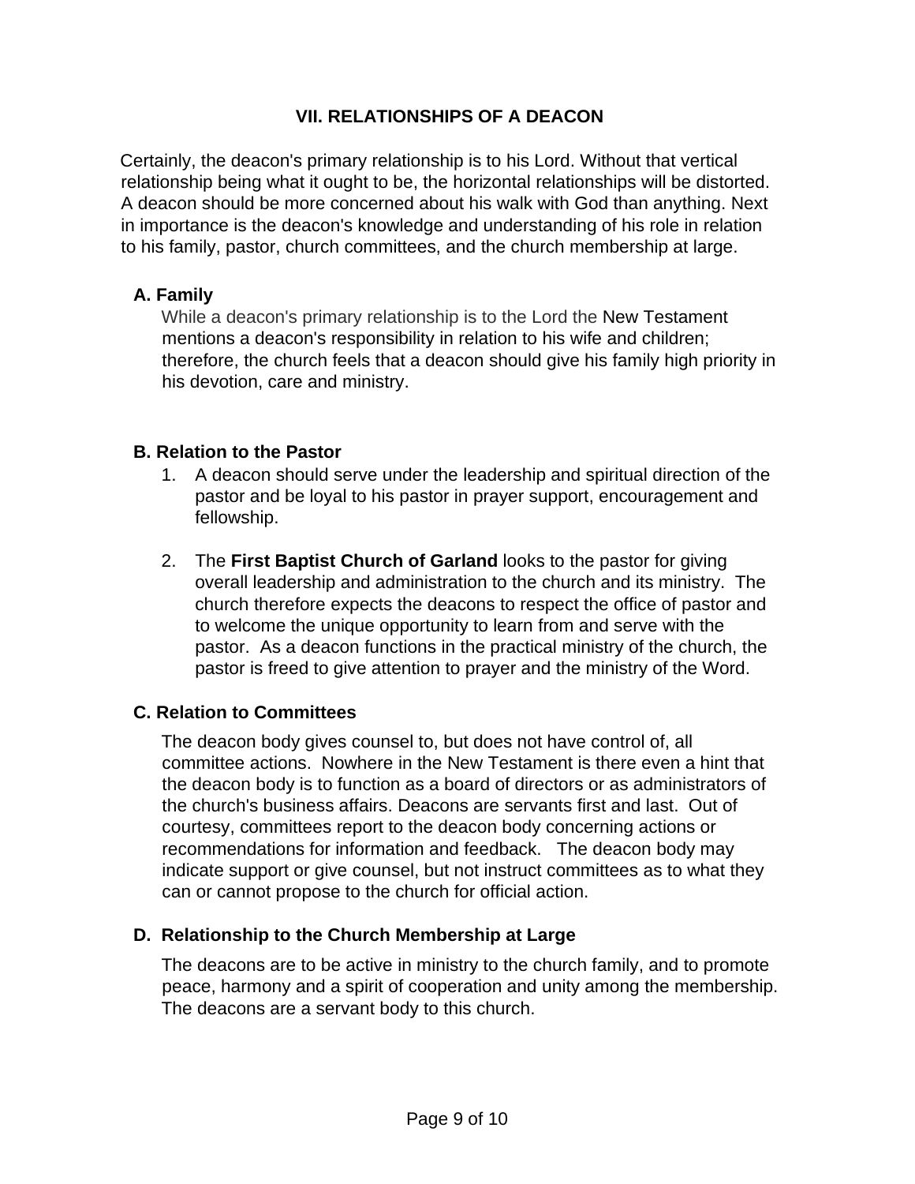## VII. RELATIONSHIPS OF A DEACON

Certainly, the deacon's primary relationship is to his Lord. Without that vertical relationship being what it ought to be, the horizontal relationships will be distorted. A deacon should be more concerned about his walk with God than anything. Next in importance is the deacon's knowledge and understanding of his role in relation to his family, pastor, church committees, and the church membership at large.

### A. Family

While a deacon's primary relationship is to the Lord the New Testament mentions a deacon's responsibility in relation to his wife and children; therefore, the church feels that a deacon should give his family high priority in his devotion, care and ministry.

### B. Relation to the Pastor

1. A deacon should serve under the leadership and spiritual direction of the pastor and be loyal to his pastor in prayer support, encouragement and fellowship.

2. The **First Baptist Church of Garland** looks to the pastor for giving overall leadership and administration to the church and its ministry. The church therefore expects the deacons to respect the office of pastor and to welcome the unique opportunity to learn from and serve with the pastor. As a deacon functions in the practical ministry of the church, the pastor is freed to give attention to prayer and the ministry of the Word.

### C. Relation to Committees

The deacon body gives counsel to, but does not have control of, all committee actions. Nowhere in the New Testament is there even a hint that the deacon body is to function as a board of directors or as administrators of the church's business affairs. Deacons are servants first and last. Out of courtesy, committees report to the deacon body concerning actions or recommendations for information and feedback. The deacon body may indicate support or give counsel, but not instruct committees as to what they can or cannot propose to the church for official action.

### D. Relationship to the Church Membership at Large

The deacons are to be active in ministry to the church family, and to promote peace, harmony and a spirit of cooperation and unity among the membership. The deacons are a servant body to this church.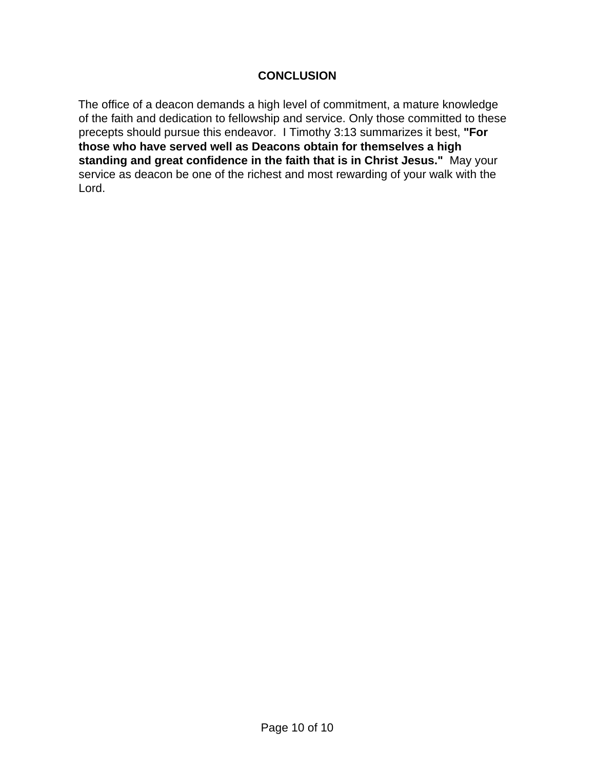## CONCLUSION

The office of a deacon demands a high level of commitment, a mature knowledge of the faith and dedication to fellowship and service. Only those committed to these precepts should pursue this endeavor.  I Timothy 3:13 summarizes it best, **"For those who have served well as Deacons obtain for themselves a high standing and great confidence in the faith that is in Christ Jesus."**  May your service as deacon be one of the richest and most rewarding of your walk with the Lord.